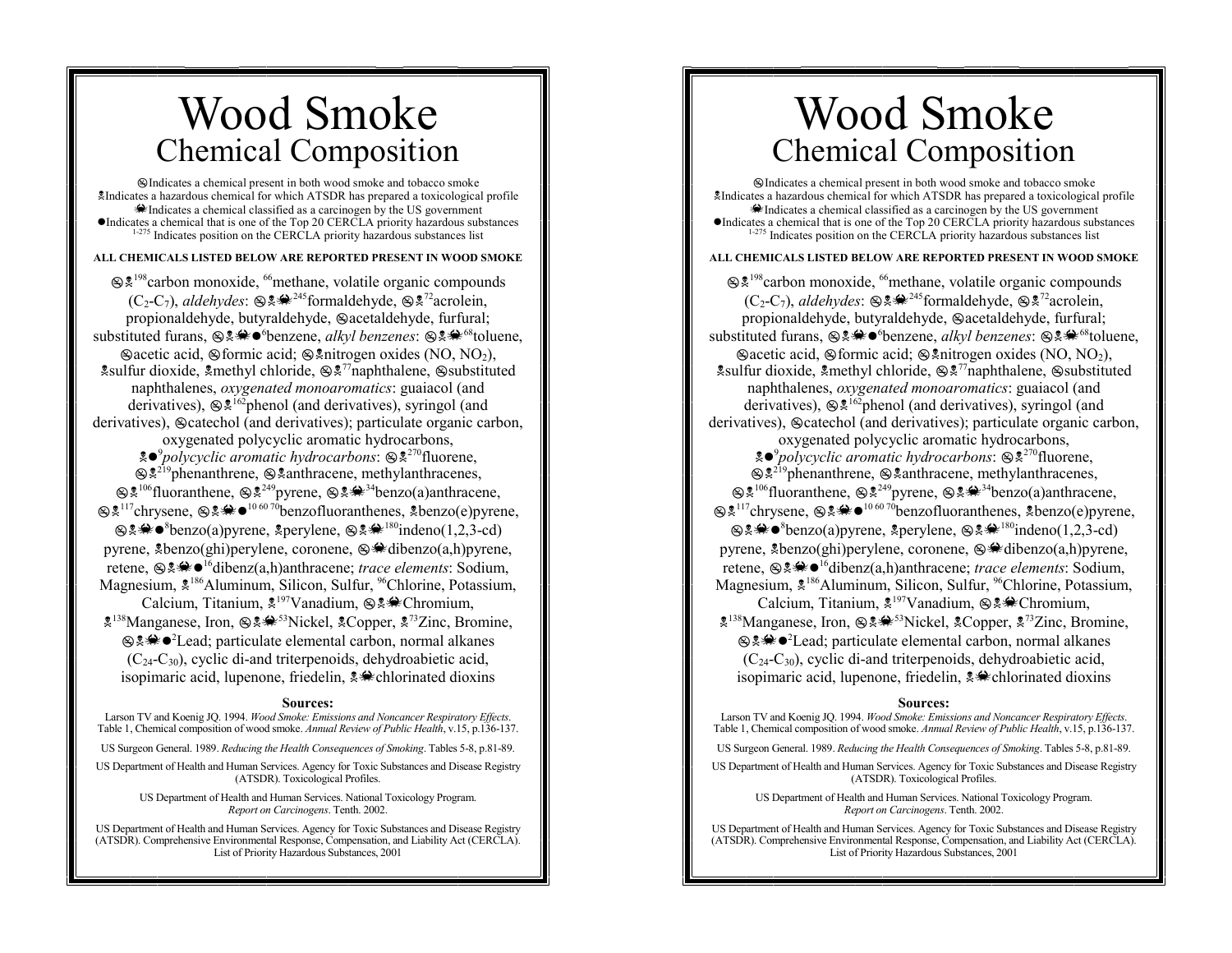# Wood Smoke

## Chemical Composition

⊗ Indicates a chemical present in both wood smoke and tobacco smoke
☠ Indicates a hazardous chemical for which ATSDR has prepared a toxicological profile
♋ Indicates a chemical classified as a carcinogen by the US government
● Indicates a chemical that is one of the Top 20 CERCLA priority hazardous substances
[1-275] Indicates position on the CERCLA priority hazardous substances list

**ALL CHEMICALS LISTED BELOW ARE REPORTED PRESENT IN WOOD SMOKE**

⊗☠[198]carbon monoxide, [66]methane, volatile organic compounds ($C_2$-$C_7$), *aldehydes*: ⊗☠♋[245]formaldehyde, ⊗☠[72]acrolein, propionaldehyde, butyraldehyde, ⊗acetaldehyde, furfural; substituted furans, ⊗☠♋●[6]benzene, *alkyl benzenes*: ⊗☠♋[68]toluene, ⊗acetic acid, ⊗formic acid; ⊗☠nitrogen oxides (NO, $NO_2$), ☠sulfur dioxide, ☠methyl chloride, ⊗☠[77]naphthalene, ⊗substituted naphthalenes, *oxygenated monoaromatics*: guaiacol (and derivatives), ⊗☠[162]phenol (and derivatives), syringol (and derivatives), ⊗catechol (and derivatives); particulate organic carbon, oxygenated polycyclic aromatic hydrocarbons, ☠●[9]*polycyclic aromatic hydrocarbons*: ⊗☠[270]fluorene, ⊗☠[219]phenanthrene, ⊗☠anthracene, methylanthracenes, ⊗☠[106]fluoranthene, ⊗☠[249]pyrene, ⊗☠♋[34]benzo(a)anthracene, ⊗☠[117]chrysene, ⊗☠♋●[10 60 70]benzofluoranthenes, ☠benzo(e)pyrene, ⊗☠♋●[8]benzo(a)pyrene, ☠perylene, ⊗☠♋[180]indeno(1,2,3-cd) pyrene, ☠benzo(ghi)perylene, coronene, ⊗♋dibenzo(a,h)pyrene, retene, ⊗☠♋●[16]dibenz(a,h)anthracene; *trace elements*: Sodium, Magnesium, ☠[186]Aluminum, Silicon, Sulfur, [96]Chlorine, Potassium, Calcium, Titanium, ☠[197]Vanadium, ⊗☠♋Chromium, ☠[138]Manganese, Iron, ⊗☠♋[53]Nickel, ☠Copper, ☠[73]Zinc, Bromine, ⊗☠♋●[2]Lead; particulate elemental carbon, normal alkanes ($C_{24}$-$C_{30}$), cyclic di-and triterpenoids, dehydroabietic acid, isopimaric acid, lupenone, friedelin, ☠♋chlorinated dioxins

**Sources:**

Larson TV and Koenig JQ. 1994. *Wood Smoke: Emissions and Noncancer Respiratory Effects*. Table 1, Chemical composition of wood smoke. *Annual Review of Public Health*, v.15, p.136-137.

US Surgeon General. 1989. *Reducing the Health Consequences of Smoking*. Tables 5-8, p.81-89.

US Department of Health and Human Services. Agency for Toxic Substances and Disease Registry (ATSDR). Toxicological Profiles.

US Department of Health and Human Services. National Toxicology Program. *Report on Carcinogens*. Tenth. 2002.

US Department of Health and Human Services. Agency for Toxic Substances and Disease Registry (ATSDR). Comprehensive Environmental Response, Compensation, and Liability Act (CERCLA). List of Priority Hazardous Substances, 2001

# Wood Smoke

## Chemical Composition

⊗ Indicates a chemical present in both wood smoke and tobacco smoke
☠ Indicates a hazardous chemical for which ATSDR has prepared a toxicological profile
♋ Indicates a chemical classified as a carcinogen by the US government
● Indicates a chemical that is one of the Top 20 CERCLA priority hazardous substances
[1-275] Indicates position on the CERCLA priority hazardous substances list

**ALL CHEMICALS LISTED BELOW ARE REPORTED PRESENT IN WOOD SMOKE**

⊗☠[198]carbon monoxide, [66]methane, volatile organic compounds ($C_2$-$C_7$), *aldehydes*: ⊗☠♋[245]formaldehyde, ⊗☠[72]acrolein, propionaldehyde, butyraldehyde, ⊗acetaldehyde, furfural; substituted furans, ⊗☠♋●[6]benzene, *alkyl benzenes*: ⊗☠♋[68]toluene, ⊗acetic acid, ⊗formic acid; ⊗☠nitrogen oxides (NO, $NO_2$), ☠sulfur dioxide, ☠methyl chloride, ⊗☠[77]naphthalene, ⊗substituted naphthalenes, *oxygenated monoaromatics*: guaiacol (and derivatives), ⊗☠[162]phenol (and derivatives), syringol (and derivatives), ⊗catechol (and derivatives); particulate organic carbon, oxygenated polycyclic aromatic hydrocarbons, ☠●[9]*polycyclic aromatic hydrocarbons*: ⊗☠[270]fluorene, ⊗☠[219]phenanthrene, ⊗☠anthracene, methylanthracenes, ⊗☠[106]fluoranthene, ⊗☠[249]pyrene, ⊗☠♋[34]benzo(a)anthracene, ⊗☠[117]chrysene, ⊗☠♋●[10 60 70]benzofluoranthenes, ☠benzo(e)pyrene, ⊗☠♋●[8]benzo(a)pyrene, ☠perylene, ⊗☠♋[180]indeno(1,2,3-cd) pyrene, ☠benzo(ghi)perylene, coronene, ⊗♋dibenzo(a,h)pyrene, retene, ⊗☠♋●[16]dibenz(a,h)anthracene; *trace elements*: Sodium, Magnesium, ☠[186]Aluminum, Silicon, Sulfur, [96]Chlorine, Potassium, Calcium, Titanium, ☠[197]Vanadium, ⊗☠♋Chromium, ☠[138]Manganese, Iron, ⊗☠♋[53]Nickel, ☠Copper, ☠[73]Zinc, Bromine, ⊗☠♋●[2]Lead; particulate elemental carbon, normal alkanes ($C_{24}$-$C_{30}$), cyclic di-and triterpenoids, dehydroabietic acid, isopimaric acid, lupenone, friedelin, ☠♋chlorinated dioxins

**Sources:**

Larson TV and Koenig JQ. 1994. *Wood Smoke: Emissions and Noncancer Respiratory Effects*. Table 1, Chemical composition of wood smoke. *Annual Review of Public Health*, v.15, p.136-137.

US Surgeon General. 1989. *Reducing the Health Consequences of Smoking*. Tables 5-8, p.81-89.

US Department of Health and Human Services. Agency for Toxic Substances and Disease Registry (ATSDR). Toxicological Profiles.

US Department of Health and Human Services. National Toxicology Program. *Report on Carcinogens*. Tenth. 2002.

US Department of Health and Human Services. Agency for Toxic Substances and Disease Registry (ATSDR). Comprehensive Environmental Response, Compensation, and Liability Act (CERCLA). List of Priority Hazardous Substances, 2001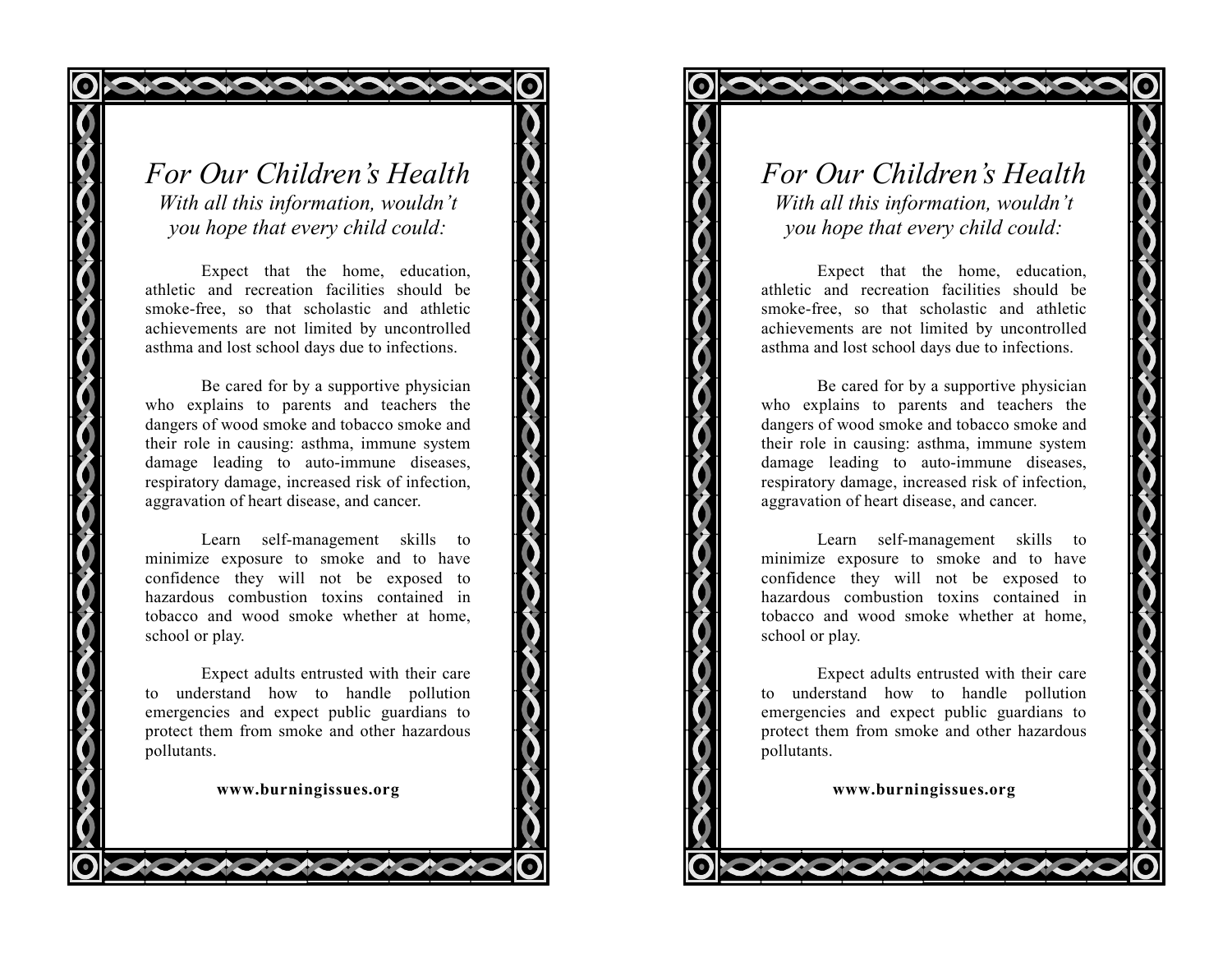# *For Our Children's Health*

*With all this information, wouldn't you hope that every child could:*

Expect that the home, education, athletic and recreation facilities should be smoke-free, so that scholastic and athletic achievements are not limited by uncontrolled asthma and lost school days due to infections.

Be cared for by a supportive physician who explains to parents and teachers the dangers of wood smoke and tobacco smoke and their role in causing: asthma, immune system damage leading to auto-immune diseases, respiratory damage, increased risk of infection, aggravation of heart disease, and cancer.

Learn self-management skills to minimize exposure to smoke and to have confidence they will not be exposed to hazardous combustion toxins contained in tobacco and wood smoke whether at home, school or play.

Expect adults entrusted with their care to understand how to handle pollution emergencies and expect public guardians to protect them from smoke and other hazardous pollutants.

**www.burningissues.org**

# *For Our Children's Health*

*With all this information, wouldn't you hope that every child could:*

Expect that the home, education, athletic and recreation facilities should be smoke-free, so that scholastic and athletic achievements are not limited by uncontrolled asthma and lost school days due to infections.

Be cared for by a supportive physician who explains to parents and teachers the dangers of wood smoke and tobacco smoke and their role in causing: asthma, immune system damage leading to auto-immune diseases, respiratory damage, increased risk of infection, aggravation of heart disease, and cancer.

Learn self-management skills to minimize exposure to smoke and to have confidence they will not be exposed to hazardous combustion toxins contained in tobacco and wood smoke whether at home, school or play.

Expect adults entrusted with their care to understand how to handle pollution emergencies and expect public guardians to protect them from smoke and other hazardous pollutants.

**www.burningissues.org**